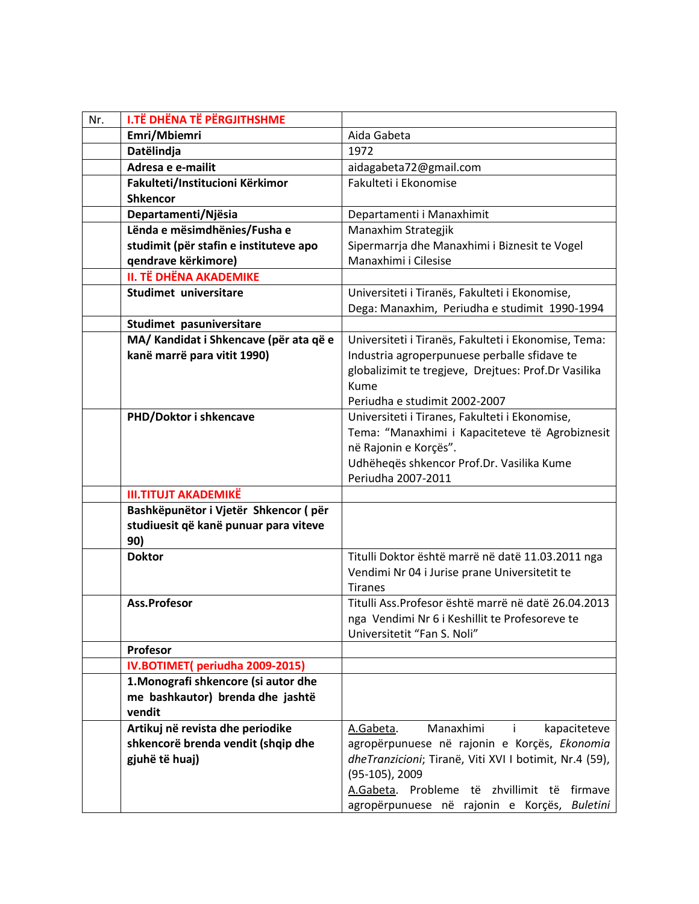| Nr. | **I.TË DHËNA TË PËRGJITHSHME** | |
|---|---|---|
| | **Emri/Mbiemri** | Aida Gabeta |
| | **Datëlindja** | 1972 |
| | **Adresa e e-mailit** | aidagabeta72@gmail.com |
| | **Fakulteti/Institucioni Kërkimor Shkencor** | Fakulteti i Ekonomise |
| | **Departamenti/Njësia** | Departamenti i Manaxhimit |
| | **Lënda e mësimdhënies/Fusha e studimit (për stafin e instituteve apo qendrave kërkimore)** | Manaxhim Strategjik<br>Sipermarrja dhe Manaxhimi i Biznesit te Vogel<br>Manaxhimi i Cilesise |
| | **II. TË DHËNA AKADEMIKE** | |
| | **Studimet universitare** | Universiteti i Tiranës, Fakulteti i Ekonomise, Dega: Manaxhim, Periudha e studimit 1990-1994 |
| | **Studimet pasuniversitare** | |
| | **MA/ Kandidat i Shkencave (për ata që e kanë marrë para vitit 1990)** | Universiteti i Tiranës, Fakulteti i Ekonomise, Tema: Industria agroperpunuese perballe sfidave te globalizimit te tregjeve, Drejtues: Prof.Dr Vasilika Kume<br>Periudha e studimit 2002-2007 |
| | **PHD/Doktor i shkencave** | Universiteti i Tiranes, Fakulteti i Ekonomise, Tema: "Manaxhimi i Kapaciteteve të Agrobiznesit në Rajonin e Korçës".<br>Udhëheqës shkencor Prof.Dr. Vasilika Kume<br>Periudha 2007-2011 |
| | **III.TITUJT AKADEMIKË** | |
| | **Bashkëpunëtor i Vjetër Shkencor ( për studiuesit që kanë punuar para viteve 90)** | |
| | **Doktor** | Titulli Doktor është marrë në datë 11.03.2011 nga Vendimi Nr 04 i Jurise prane Universitetit te Tiranes |
| | **Ass.Profesor** | Titulli Ass.Profesor është marrë në datë 26.04.2013 nga Vendimi Nr 6 i Keshillit te Profesoreve te Universitetit "Fan S. Noli" |
| | **Profesor** | |
| | **IV.BOTIMET( periudha 2009-2015)** | |
| | **1.Monografi shkencore (si autor dhe me bashkautor) brenda dhe jashtë vendit** | |
| | **Artikuj në revista dhe periodike shkencorë brenda vendit (shqip dhe gjuhë të huaj)** | A.Gabeta. Manaxhimi i kapaciteteve agropërpunuese në rajonin e Korçës, *Ekonomia dheTranzicioni*; Tiranë, Viti XVI I botimit, Nr.4 (59), (95-105), 2009<br>A.Gabeta. Probleme të zhvillimit të firmave agropërpunuese në rajonin e Korçës, *Buletini* |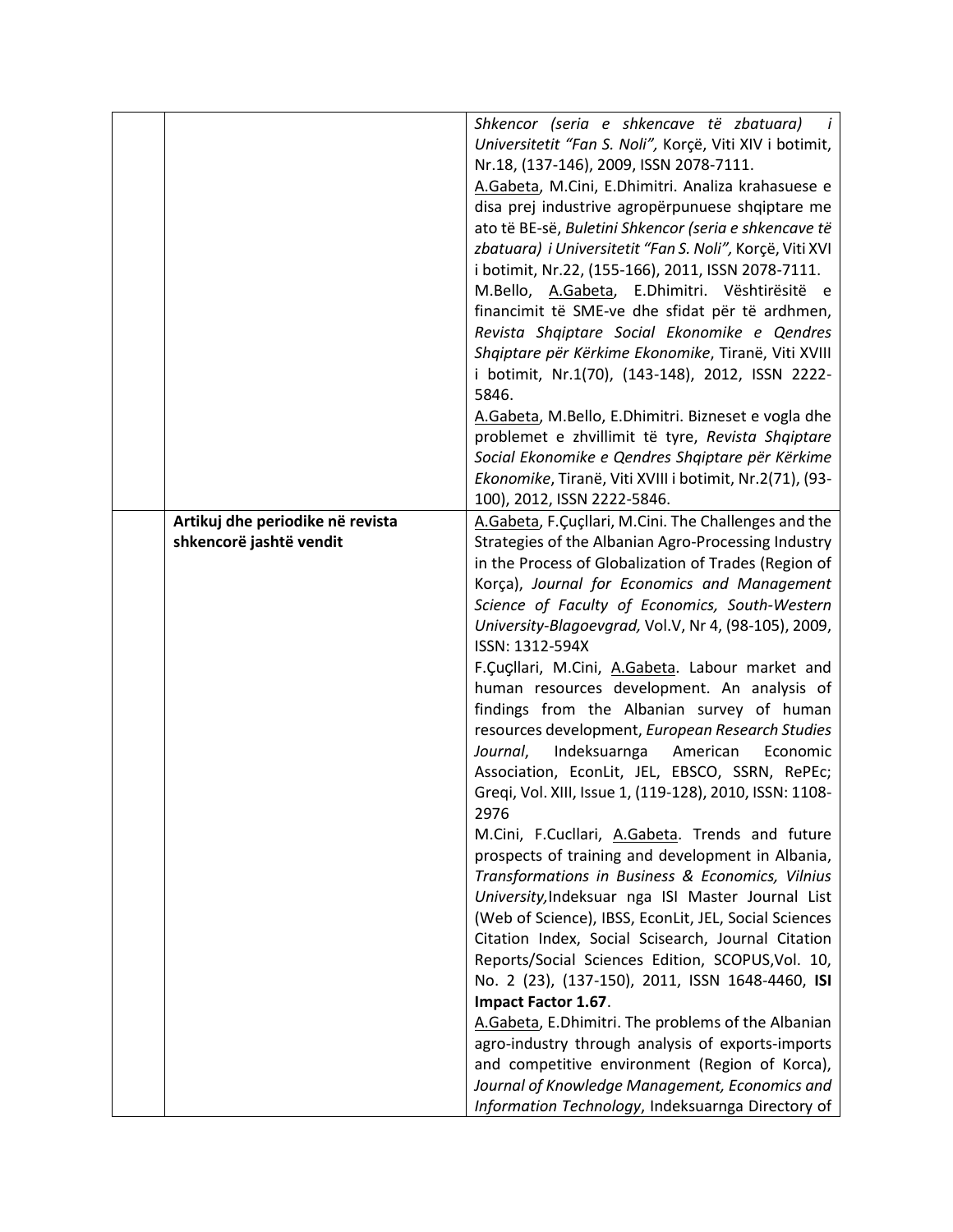| | | |
|---|---|---|
| | | *Shkencor (seria e shkencave të zbatuara) i Universitetit "Fan S. Noli",* Korçë, Viti XIV i botimit, Nr.18, (137-146), 2009, ISSN 2078-7111.<br>A.Gabeta, M.Cini, E.Dhimitri. Analiza krahasuese e disa prej industrive agropërpunuese shqiptare me ato të BE-së, *Buletini Shkencor (seria e shkencave të zbatuara) i Universitetit "Fan S. Noli",* Korçë, Viti XVI i botimit, Nr.22, (155-166), 2011, ISSN 2078-7111.<br>M.Bello, A.Gabeta, E.Dhimitri. Vështirësitë e financimit të SME-ve dhe sfidat për të ardhmen, *Revista Shqiptare Social Ekonomike e Qendres Shqiptare për Kërkime Ekonomike*, Tiranë, Viti XVIII i botimit, Nr.1(70), (143-148), 2012, ISSN 2222-5846.<br>A.Gabeta, M.Bello, E.Dhimitri. Bizneset e vogla dhe problemet e zhvillimit të tyre, *Revista Shqiptare Social Ekonomike e Qendres Shqiptare për Kërkime Ekonomike*, Tiranë, Viti XVIII i botimit, Nr.2(71), (93-100), 2012, ISSN 2222-5846. |
| | **Artikuj dhe periodike në revista shkencorë jashtë vendit** | A.Gabeta, F.Çuçllari, M.Cini. The Challenges and the Strategies of the Albanian Agro-Processing Industry in the Process of Globalization of Trades (Region of Korça), *Journal for Economics and Management Science of Faculty of Economics, South-Western University-Blagoevgrad,* Vol.V, Nr 4, (98-105), 2009, ISSN: 1312-594X<br>F.ÇuÇllari, M.Cini, A.Gabeta. Labour market and human resources development. An analysis of findings from the Albanian survey of human resources development, *European Research Studies Journal*, Indeksuarnga American Economic Association, EconLit, JEL, EBSCO, SSRN, RePEc; Greqi, Vol. XIII, Issue 1, (119-128), 2010, ISSN: 1108-2976<br>M.Cini, F.Cucllari, A.Gabeta. Trends and future prospects of training and development in Albania, *Transformations in Business & Economics, Vilnius University,*Indeksuar nga ISI Master Journal List (Web of Science), IBSS, EconLit, JEL, Social Sciences Citation Index, Social Scisearch, Journal Citation Reports/Social Sciences Edition, SCOPUS,Vol. 10, No. 2 (23), (137-150), 2011, ISSN 1648-4460, **ISI Impact Factor 1.67**.<br>A.Gabeta, E.Dhimitri. The problems of the Albanian agro-industry through analysis of exports-imports and competitive environment (Region of Korca), *Journal of Knowledge Management, Economics and Information Technology*, Indeksuarnga Directory of |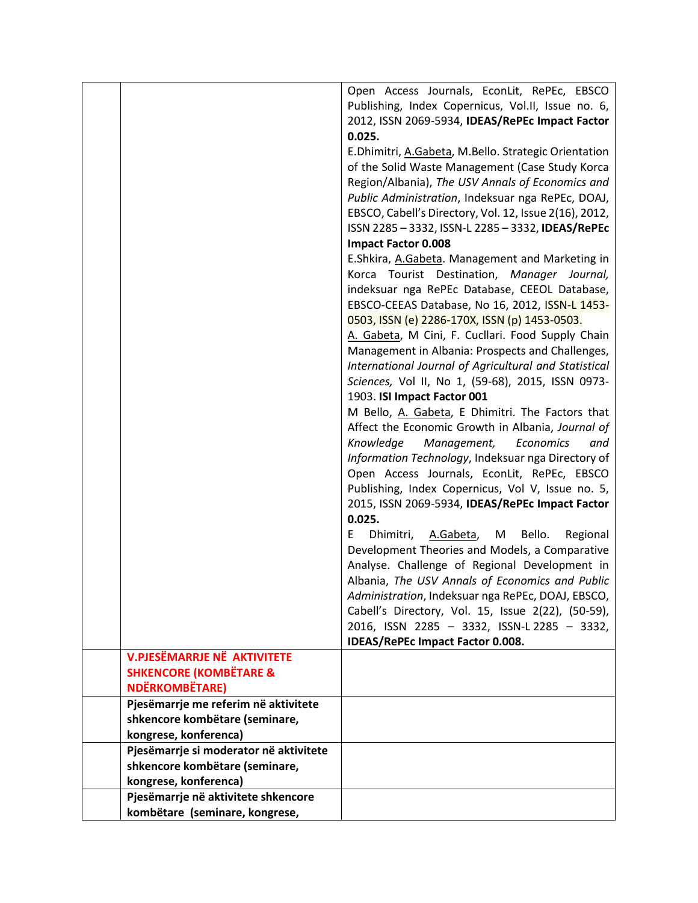| | | |
|---|---|---|
| | | Open Access Journals, EconLit, RePEc, EBSCO Publishing, Index Copernicus, Vol.II, Issue no. 6, 2012, ISSN 2069-5934, **IDEAS/RePEc Impact Factor 0.025.**<br>E.Dhimitri, <u>A.Gabeta</u>, M.Bello. Strategic Orientation of the Solid Waste Management (Case Study Korca Region/Albania), *The USV Annals of Economics and Public Administration*, Indeksuar nga RePEc, DOAJ, EBSCO, Cabell's Directory, Vol. 12, Issue 2(16), 2012, ISSN 2285 – 3332, ISSN-L 2285 – 3332, **IDEAS/RePEc Impact Factor 0.008**<br>E.Shkira, <u>A.Gabeta</u>. Management and Marketing in Korca Tourist Destination, *Manager Journal,* indeksuar nga RePEc Database, CEEOL Database, EBSCO-CEEAS Database, No 16, 2012, ISSN-L 1453-0503, ISSN (e) 2286-170X, ISSN (p) 1453-0503.<br><u>A. Gabeta</u>, M Cini, F. Cucllari. Food Supply Chain Management in Albania: Prospects and Challenges, *International Journal of Agricultural and Statistical Sciences,* Vol II, No 1, (59-68), 2015, ISSN 0973-1903. **ISI Impact Factor 001**<br>M Bello, <u>A. Gabeta</u>, E Dhimitri. The Factors that Affect the Economic Growth in Albania, *Journal of Knowledge Management, Economics and Information Technology*, Indeksuar nga Directory of Open Access Journals, EconLit, RePEc, EBSCO Publishing, Index Copernicus, Vol V, Issue no. 5, 2015, ISSN 2069-5934, **IDEAS/RePEc Impact Factor 0.025.**<br>E Dhimitri, <u>A.Gabeta</u>, M Bello. Regional Development Theories and Models, a Comparative Analyse. Challenge of Regional Development in Albania, *The USV Annals of Economics and Public Administration*, Indeksuar nga RePEc, DOAJ, EBSCO, Cabell's Directory, Vol. 15, Issue 2(22), (50-59), 2016, ISSN 2285 – 3332, ISSN-L 2285 – 3332, **IDEAS/RePEc Impact Factor 0.008.** |
| | **V.PJESËMARRJE NË AKTIVITETE SHKENCORE (KOMBËTARE & NDËRKOMBËTARE)** | |
| | **Pjesëmarrje me referim në aktivitete shkencore kombëtare (seminare, kongrese, konferenca)** | |
| | **Pjesëmarrje si moderator në aktivitete shkencore kombëtare (seminare, kongrese, konferenca)** | |
| | **Pjesëmarrje në aktivitete shkencore kombëtare (seminare, kongrese,** | |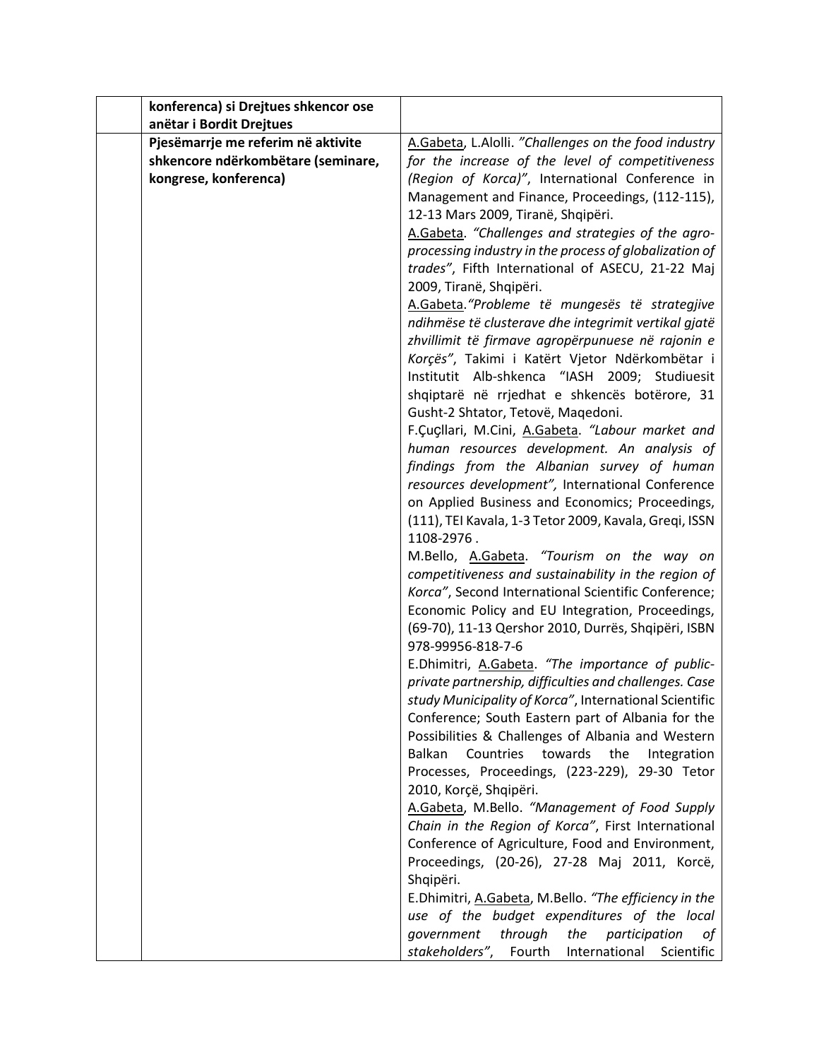| | | |
|---|---|---|
| | **konferenca) si Drejtues shkencor ose anëtar i Bordit Drejtues** | |
| | **Pjesëmarrje me referim në aktivite shkencore ndërkombëtare (seminare, kongrese, konferenca)** | A.Gabeta, L.Alolli. *"Challenges on the food industry for the increase of the level of competitiveness (Region of Korca)"*, International Conference in Management and Finance, Proceedings, (112-115), 12-13 Mars 2009, Tiranë, Shqipëri.<br>A.Gabeta. *"Challenges and strategies of the agro-processing industry in the process of globalization of trades"*, Fifth International of ASECU, 21-22 Maj 2009, Tiranë, Shqipëri.<br>A.Gabeta.*"Probleme të mungesës të strategjive ndihmëse të clusterave dhe integrimit vertikal gjatë zhvillimit të firmave agropërpunuese në rajonin e Korçës"*, Takimi i Katërt Vjetor Ndërkombëtar i Institutit Alb-shkenca "IASH 2009; Studiuesit shqiptarë në rrjedhat e shkencës botërore, 31 Gusht-2 Shtator, Tetovë, Maqedoni.<br>F.Çuçllari, M.Cini, A.Gabeta. *"Labour market and human resources development. An analysis of findings from the Albanian survey of human resources development",* International Conference on Applied Business and Economics; Proceedings, (111), TEI Kavala, 1-3 Tetor 2009, Kavala, Greqi, ISSN 1108-2976 .<br>M.Bello, A.Gabeta. *"Tourism on the way on competitiveness and sustainability in the region of Korca"*, Second International Scientific Conference; Economic Policy and EU Integration, Proceedings, (69-70), 11-13 Qershor 2010, Durrës, Shqipëri, ISBN 978-99956-818-7-6<br>E.Dhimitri, A.Gabeta. *"The importance of public-private partnership, difficulties and challenges. Case study Municipality of Korca"*, International Scientific Conference; South Eastern part of Albania for the Possibilities & Challenges of Albania and Western Balkan Countries towards the Integration Processes, Proceedings, (223-229), 29-30 Tetor 2010, Korçë, Shqipëri.<br>A.Gabeta, M.Bello. *"Management of Food Supply Chain in the Region of Korca"*, First International Conference of Agriculture, Food and Environment, Proceedings, (20-26), 27-28 Maj 2011, Korcë, Shqipëri.<br>E.Dhimitri, A.Gabeta, M.Bello. *"The efficiency in the use of the budget expenditures of the local government through the participation of stakeholders"*, Fourth International Scientific |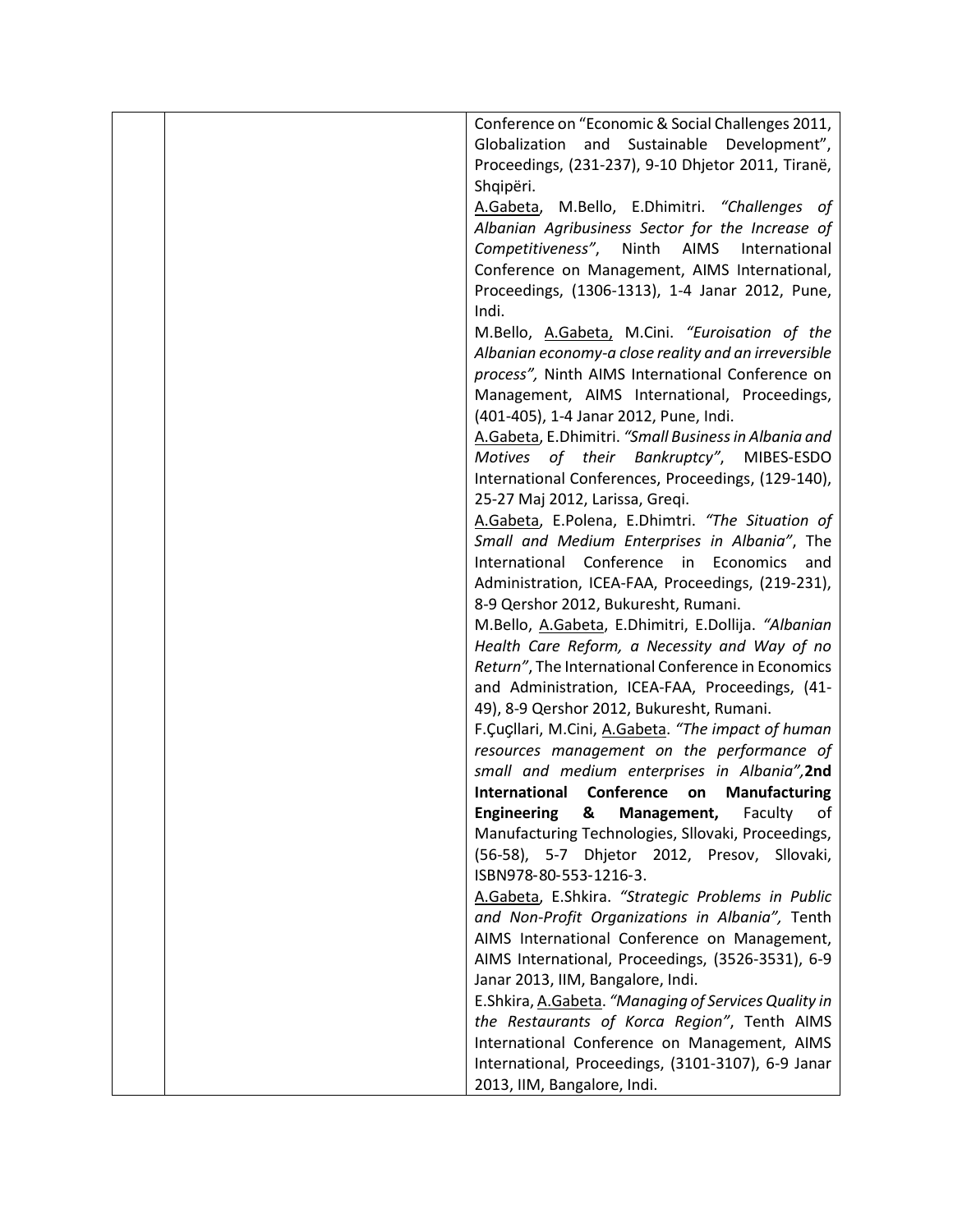| | | Conference on "Economic & Social Challenges 2011, Globalization and Sustainable Development", Proceedings, (231-237), 9-10 Dhjetor 2011, Tiranë, Shqipëri.<br>A.Gabeta, M.Bello, E.Dhimitri. *"Challenges of Albanian Agribusiness Sector for the Increase of Competitiveness"*, Ninth AIMS International Conference on Management, AIMS International, Proceedings, (1306-1313), 1-4 Janar 2012, Pune, Indi.<br>M.Bello, A.Gabeta, M.Cini. *"Euroisation of the Albanian economy-a close reality and an irreversible process"*, Ninth AIMS International Conference on Management, AIMS International, Proceedings, (401-405), 1-4 Janar 2012, Pune, Indi.<br>A.Gabeta, E.Dhimitri. *"Small Business in Albania and Motives of their Bankruptcy"*, MIBES-ESDO International Conferences, Proceedings, (129-140), 25-27 Maj 2012, Larissa, Greqi.<br>A.Gabeta, E.Polena, E.Dhimtri. *"The Situation of Small and Medium Enterprises in Albania"*, The International Conference in Economics and Administration, ICEA-FAA, Proceedings, (219-231), 8-9 Qershor 2012, Bukuresht, Rumani.<br>M.Bello, A.Gabeta, E.Dhimitri, E.Dollija. *"Albanian Health Care Reform, a Necessity and Way of no Return"*, The International Conference in Economics and Administration, ICEA-FAA, Proceedings, (41-49), 8-9 Qershor 2012, Bukuresht, Rumani.<br>F.ÇuÇllari, M.Cini, A.Gabeta. *"The impact of human resources management on the performance of small and medium enterprises in Albania"*,**2nd International Conference on Manufacturing Engineering & Management,** Faculty of Manufacturing Technologies, Sllovaki, Proceedings, (56-58), 5-7 Dhjetor 2012, Presov, Sllovaki, ISBN978-80-553-1216-3.<br>A.Gabeta, E.Shkira. *"Strategic Problems in Public and Non-Profit Organizations in Albania"*, Tenth AIMS International Conference on Management, AIMS International, Proceedings, (3526-3531), 6-9 Janar 2013, IIM, Bangalore, Indi.<br>E.Shkira, A.Gabeta. *"Managing of Services Quality in the Restaurants of Korca Region"*, Tenth AIMS International Conference on Management, AIMS International, Proceedings, (3101-3107), 6-9 Janar 2013, IIM, Bangalore, Indi. |
|---|---|---|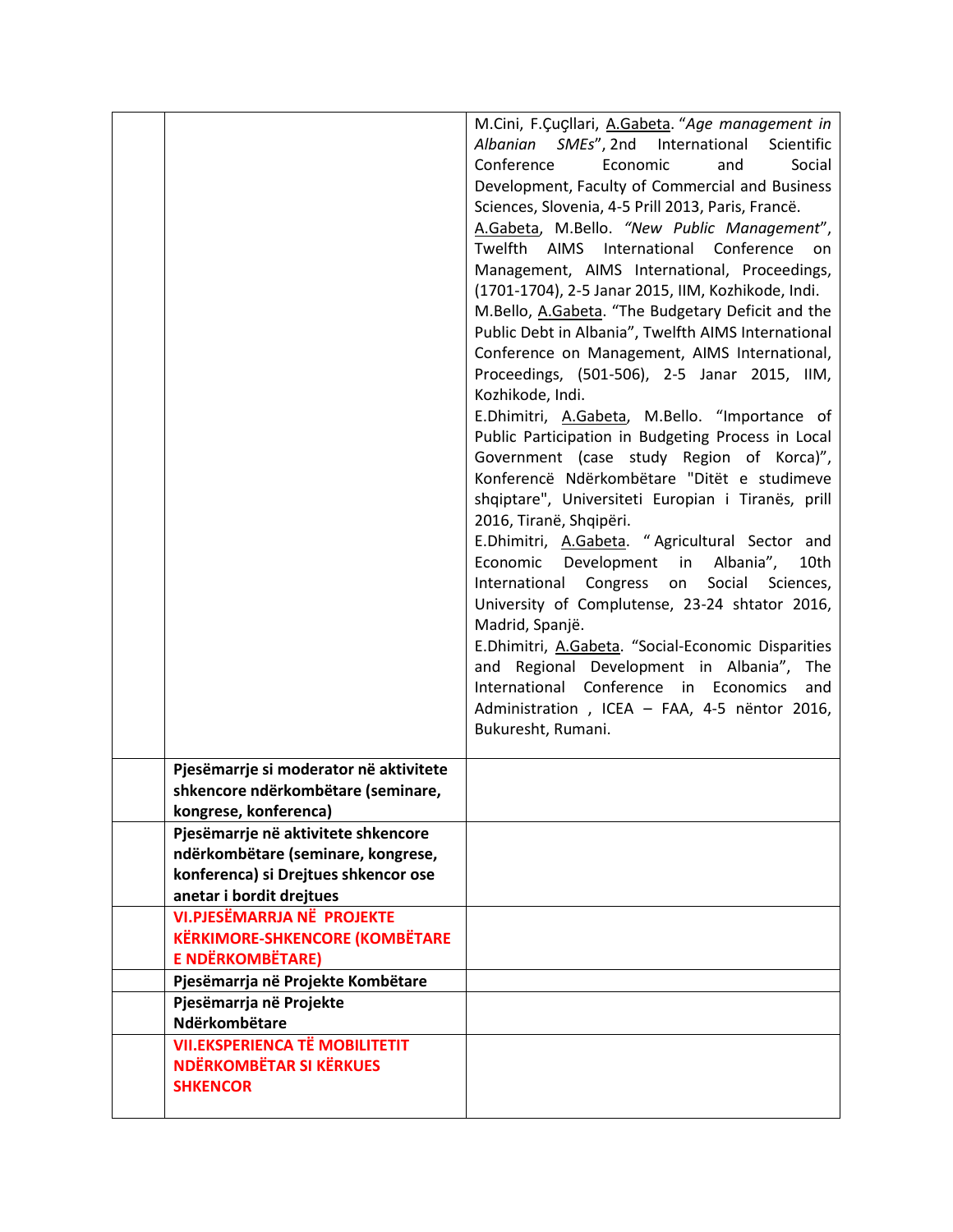| | | |
|---|---|---|
| | | M.Cini, F.Çuçllari, A.Gabeta. "*Age management in Albanian SMEs*", 2nd International Scientific Conference Economic and Social Development, Faculty of Commercial and Business Sciences, Slovenia, 4-5 Prill 2013, Paris, Francë.<br>A.Gabeta, M.Bello. *"New Public Management*", Twelfth AIMS International Conference on Management, AIMS International, Proceedings, (1701-1704), 2-5 Janar 2015, IIM, Kozhikode, Indi.<br>M.Bello, A.Gabeta. "The Budgetary Deficit and the Public Debt in Albania", Twelfth AIMS International Conference on Management, AIMS International, Proceedings, (501-506), 2-5 Janar 2015, IIM, Kozhikode, Indi.<br>E.Dhimitri, A.Gabeta, M.Bello. "Importance of Public Participation in Budgeting Process in Local Government (case study Region of Korca)", Konferencë Ndërkombëtare "Ditët e studimeve shqiptare", Universiteti Europian i Tiranës, prill 2016, Tiranë, Shqipëri.<br>E.Dhimitri, A.Gabeta. " Agricultural Sector and Economic Development in Albania", 10th International Congress on Social Sciences, University of Complutense, 23-24 shtator 2016, Madrid, Spanjë.<br>E.Dhimitri, A.Gabeta. "Social-Economic Disparities and Regional Development in Albania", The International Conference in Economics and Administration , ICEA – FAA, 4-5 nëntor 2016, Bukuresht, Rumani. |
| | **Pjesëmarrje si moderator në aktivitete shkencore ndërkombëtare (seminare, kongrese, konferenca)** | |
| | **Pjesëmarrje në aktivitete shkencore ndërkombëtare (seminare, kongrese, konferenca) si Drejtues shkencor ose anetar i bordit drejtues** | |
| | **VI.PJESËMARRJA NË PROJEKTE KËRKIMORE-SHKENCORE (KOMBËTARE E NDËRKOMBËTARE)** | |
| | **Pjesëmarrja në Projekte Kombëtare** | |
| | **Pjesëmarrja në Projekte Ndërkombëtare** | |
| | **VII.EKSPERIENCA TË MOBILITETIT NDËRKOMBËTAR SI KËRKUES SHKENCOR** | |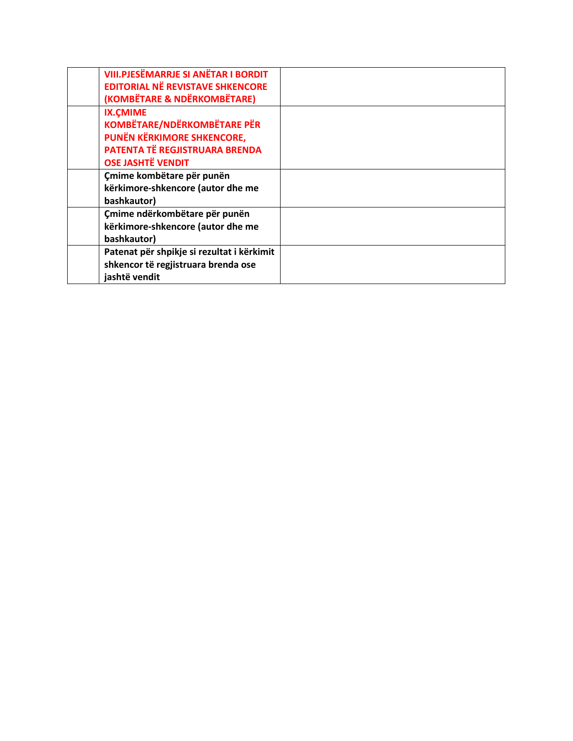| | | |
|---|---|---|
| | **VIII.PJESËMARRJE SI ANËTAR I BORDIT EDITORIAL NË REVISTAVE SHKENCORE (KOMBËTARE & NDËRKOMBËTARE)** | |
| | **IX.ÇMIME KOMBËTARE/NDËRKOMBËTARE PËR PUNËN KËRKIMORE SHKENCORE, PATENTA TË REGJISTRUARA BRENDA OSE JASHTË VENDIT** | |
| | **Çmime kombëtare për punën kërkimore-shkencore (autor dhe me bashkautor)** | |
| | **Çmime ndërkombëtare për punën kërkimore-shkencore (autor dhe me bashkautor)** | |
| | **Patenat për shpikje si rezultat i kërkimit shkencor të regjistruara brenda ose jashtë vendit** | |